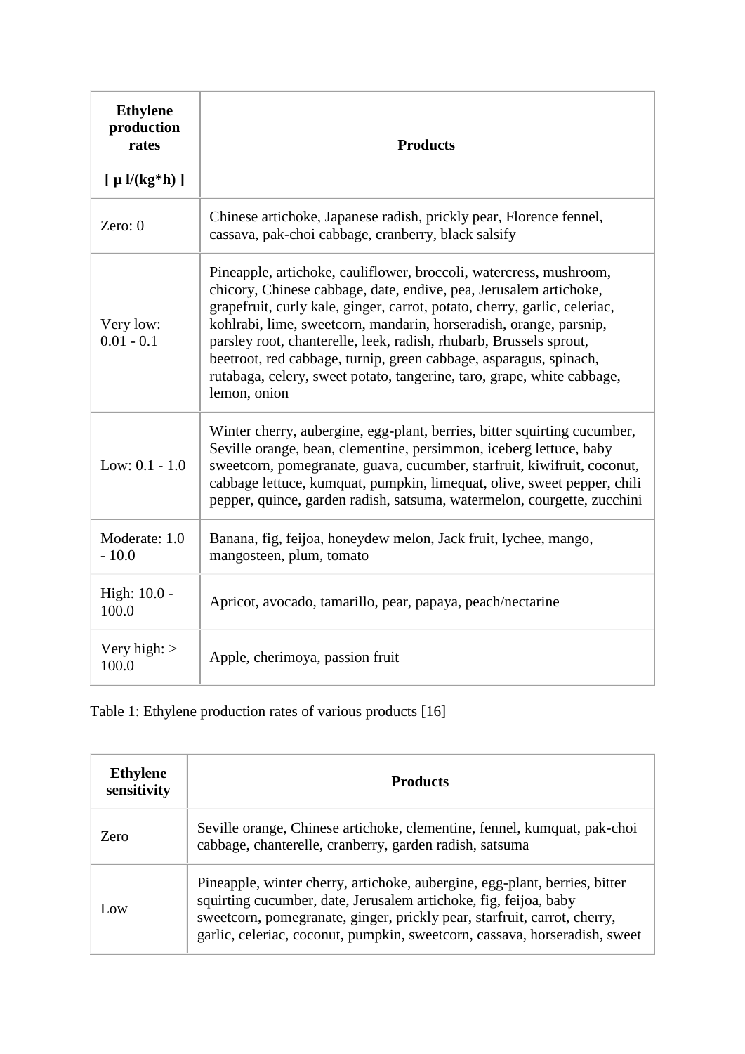| **Ethylene production rates** [ µ l/(kg*h) ] | **Products** |
|---|---|
| Zero: 0 | Chinese artichoke, Japanese radish, prickly pear, Florence fennel, cassava, pak-choi cabbage, cranberry, black salsify |
| Very low: 0.01 - 0.1 | Pineapple, artichoke, cauliflower, broccoli, watercress, mushroom, chicory, Chinese cabbage, date, endive, pea, Jerusalem artichoke, grapefruit, curly kale, ginger, carrot, potato, cherry, garlic, celeriac, kohlrabi, lime, sweetcorn, mandarin, horseradish, orange, parsnip, parsley root, chanterelle, leek, radish, rhubarb, Brussels sprout, beetroot, red cabbage, turnip, green cabbage, asparagus, spinach, rutabaga, celery, sweet potato, tangerine, taro, grape, white cabbage, lemon, onion |
| Low: 0.1 - 1.0 | Winter cherry, aubergine, egg-plant, berries, bitter squirting cucumber, Seville orange, bean, clementine, persimmon, iceberg lettuce, baby sweetcorn, pomegranate, guava, cucumber, starfruit, kiwifruit, coconut, cabbage lettuce, kumquat, pumpkin, limequat, olive, sweet pepper, chili pepper, quince, garden radish, satsuma, watermelon, courgette, zucchini |
| Moderate: 1.0 - 10.0 | Banana, fig, feijoa, honeydew melon, Jack fruit, lychee, mango, mangosteen, plum, tomato |
| High: 10.0 - 100.0 | Apricot, avocado, tamarillo, pear, papaya, peach/nectarine |
| Very high: > 100.0 | Apple, cherimoya, passion fruit |

Table 1: Ethylene production rates of various products [16]

| **Ethylene sensitivity** | **Products** |
|---|---|
| Zero | Seville orange, Chinese artichoke, clementine, fennel, kumquat, pak-choi cabbage, chanterelle, cranberry, garden radish, satsuma |
| Low | Pineapple, winter cherry, artichoke, aubergine, egg-plant, berries, bitter squirting cucumber, date, Jerusalem artichoke, fig, feijoa, baby sweetcorn, pomegranate, ginger, prickly pear, starfruit, carrot, cherry, garlic, celeriac, coconut, pumpkin, sweetcorn, cassava, horseradish, sweet |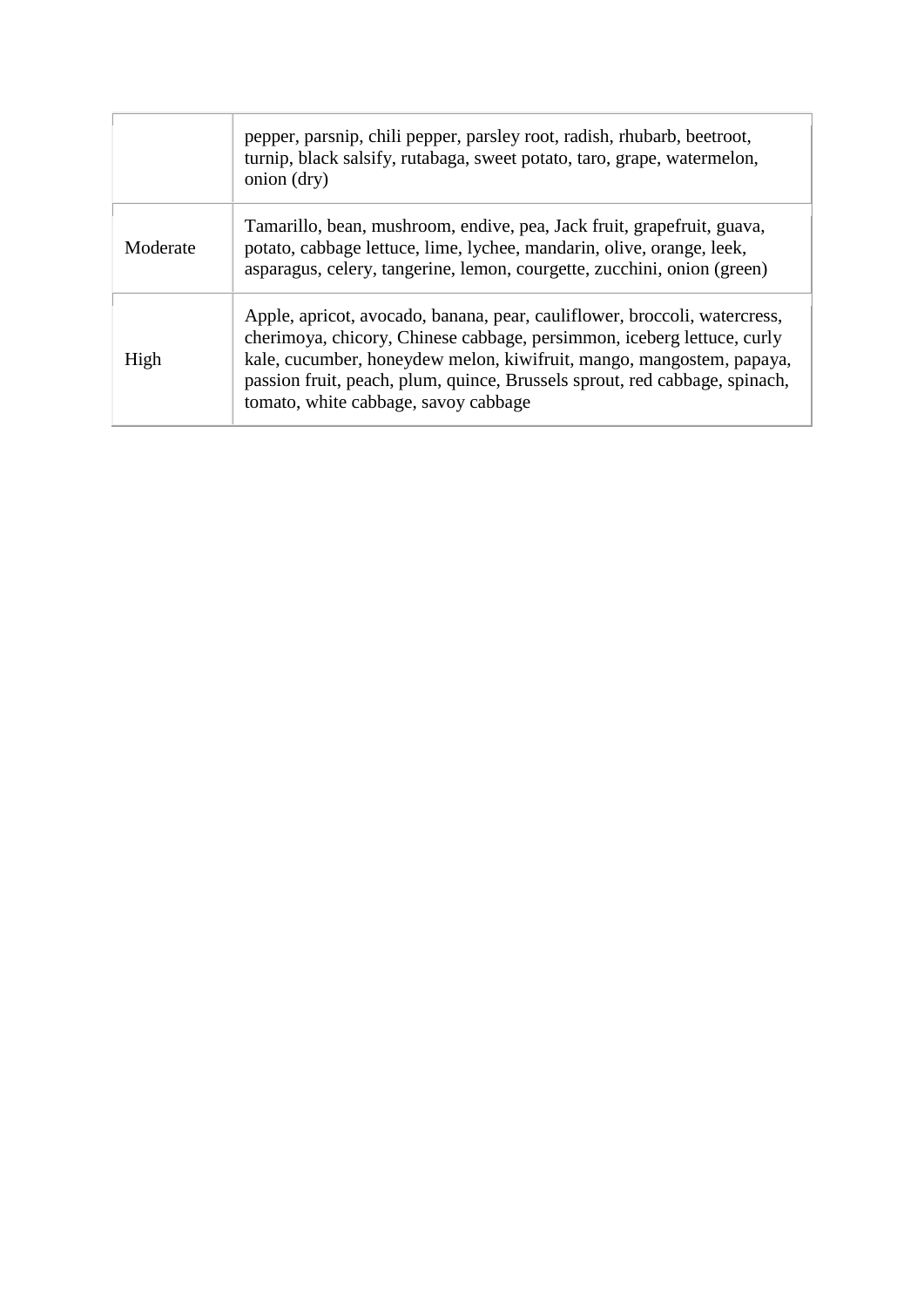| | |
|---|---|
| | pepper, parsnip, chili pepper, parsley root, radish, rhubarb, beetroot, turnip, black salsify, rutabaga, sweet potato, taro, grape, watermelon, onion (dry) |
| Moderate | Tamarillo, bean, mushroom, endive, pea, Jack fruit, grapefruit, guava, potato, cabbage lettuce, lime, lychee, mandarin, olive, orange, leek, asparagus, celery, tangerine, lemon, courgette, zucchini, onion (green) |
| High | Apple, apricot, avocado, banana, pear, cauliflower, broccoli, watercress, cherimoya, chicory, Chinese cabbage, persimmon, iceberg lettuce, curly kale, cucumber, honeydew melon, kiwifruit, mango, mangostem, papaya, passion fruit, peach, plum, quince, Brussels sprout, red cabbage, spinach, tomato, white cabbage, savoy cabbage |